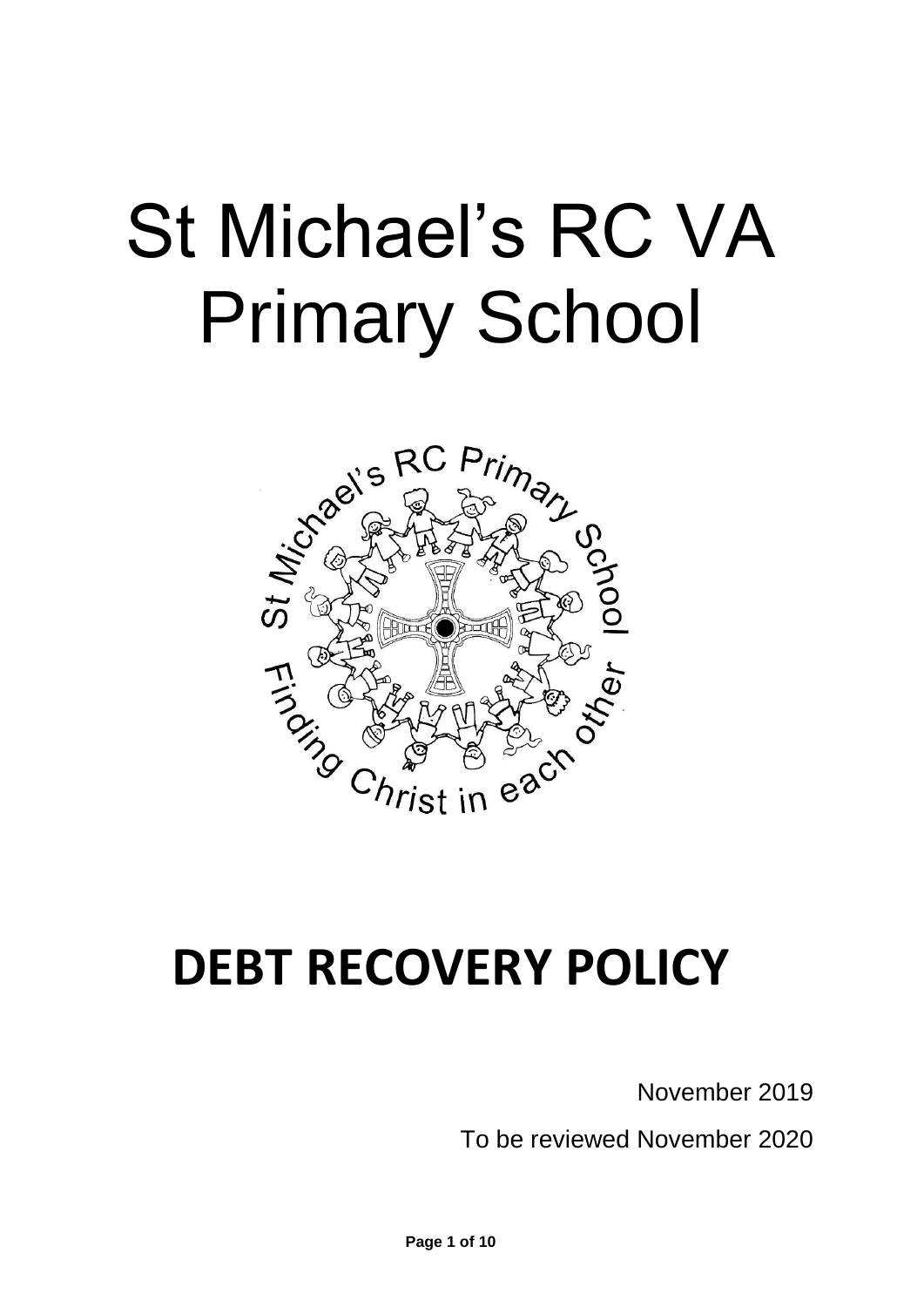# St Michael's RC VA Primary School

# DEBT RECOVERY POLICY

November 2019

To be reviewed November 2020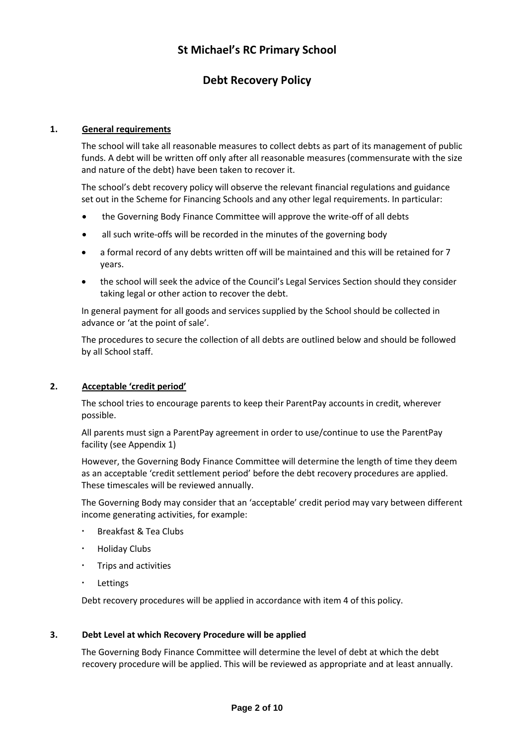# St Michael's RC Primary School

## Debt Recovery Policy

### 1. General requirements

The school will take all reasonable measures to collect debts as part of its management of public funds. A debt will be written off only after all reasonable measures (commensurate with the size and nature of the debt) have been taken to recover it.

The school's debt recovery policy will observe the relevant financial regulations and guidance set out in the Scheme for Financing Schools and any other legal requirements. In particular:

- the Governing Body Finance Committee will approve the write-off of all debts
- all such write-offs will be recorded in the minutes of the governing body
- a formal record of any debts written off will be maintained and this will be retained for 7 years.
- the school will seek the advice of the Council's Legal Services Section should they consider taking legal or other action to recover the debt.

In general payment for all goods and services supplied by the School should be collected in advance or 'at the point of sale'.

The procedures to secure the collection of all debts are outlined below and should be followed by all School staff.

### 2. Acceptable 'credit period'

The school tries to encourage parents to keep their ParentPay accounts in credit, wherever possible.

All parents must sign a ParentPay agreement in order to use/continue to use the ParentPay facility (see Appendix 1)

However, the Governing Body Finance Committee will determine the length of time they deem as an acceptable 'credit settlement period' before the debt recovery procedures are applied. These timescales will be reviewed annually.

The Governing Body may consider that an 'acceptable' credit period may vary between different income generating activities, for example:

- Breakfast & Tea Clubs
- Holiday Clubs
- Trips and activities
- Lettings

Debt recovery procedures will be applied in accordance with item 4 of this policy.

### 3. Debt Level at which Recovery Procedure will be applied

The Governing Body Finance Committee will determine the level of debt at which the debt recovery procedure will be applied. This will be reviewed as appropriate and at least annually.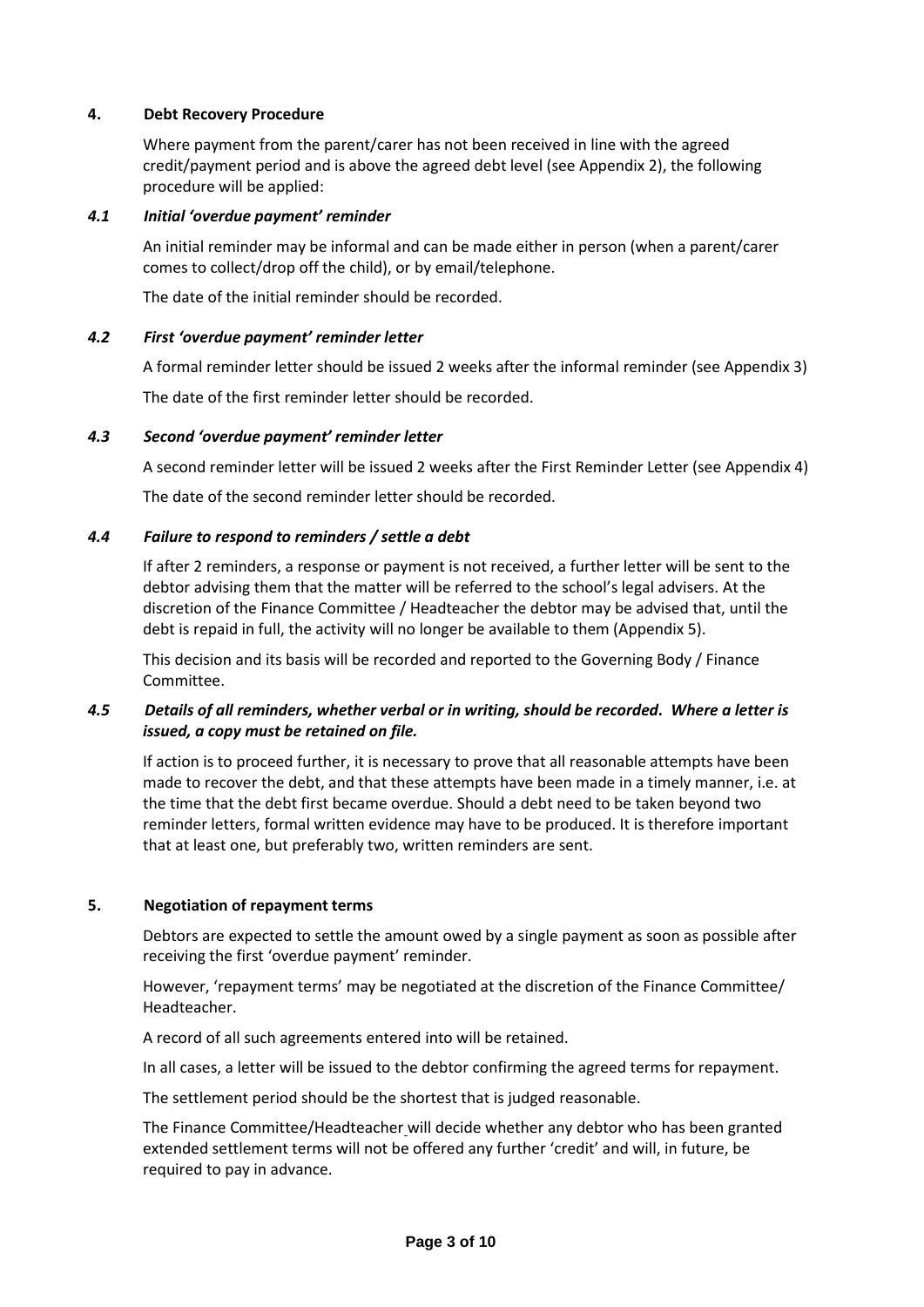## 4. Debt Recovery Procedure

Where payment from the parent/carer has not been received in line with the agreed credit/payment period and is above the agreed debt level (see Appendix 2), the following procedure will be applied:

### *4.1 Initial 'overdue payment' reminder*

An initial reminder may be informal and can be made either in person (when a parent/carer comes to collect/drop off the child), or by email/telephone.

The date of the initial reminder should be recorded.

### *4.2 First 'overdue payment' reminder letter*

A formal reminder letter should be issued 2 weeks after the informal reminder (see Appendix 3)

The date of the first reminder letter should be recorded.

### *4.3 Second 'overdue payment' reminder letter*

A second reminder letter will be issued 2 weeks after the First Reminder Letter (see Appendix 4)

The date of the second reminder letter should be recorded.

### *4.4 Failure to respond to reminders / settle a debt*

If after 2 reminders, a response or payment is not received, a further letter will be sent to the debtor advising them that the matter will be referred to the school's legal advisers. At the discretion of the Finance Committee / Headteacher the debtor may be advised that, until the debt is repaid in full, the activity will no longer be available to them (Appendix 5).

This decision and its basis will be recorded and reported to the Governing Body / Finance Committee.

### *4.5 Details of all reminders, whether verbal or in writing, should be recorded. Where a letter is issued, a copy must be retained on file.*

If action is to proceed further, it is necessary to prove that all reasonable attempts have been made to recover the debt, and that these attempts have been made in a timely manner, i.e. at the time that the debt first became overdue. Should a debt need to be taken beyond two reminder letters, formal written evidence may have to be produced. It is therefore important that at least one, but preferably two, written reminders are sent.

## 5. Negotiation of repayment terms

Debtors are expected to settle the amount owed by a single payment as soon as possible after receiving the first 'overdue payment' reminder.

However, 'repayment terms' may be negotiated at the discretion of the Finance Committee/ Headteacher.

A record of all such agreements entered into will be retained.

In all cases, a letter will be issued to the debtor confirming the agreed terms for repayment.

The settlement period should be the shortest that is judged reasonable.

The Finance Committee/Headteacher will decide whether any debtor who has been granted extended settlement terms will not be offered any further 'credit' and will, in future, be required to pay in advance.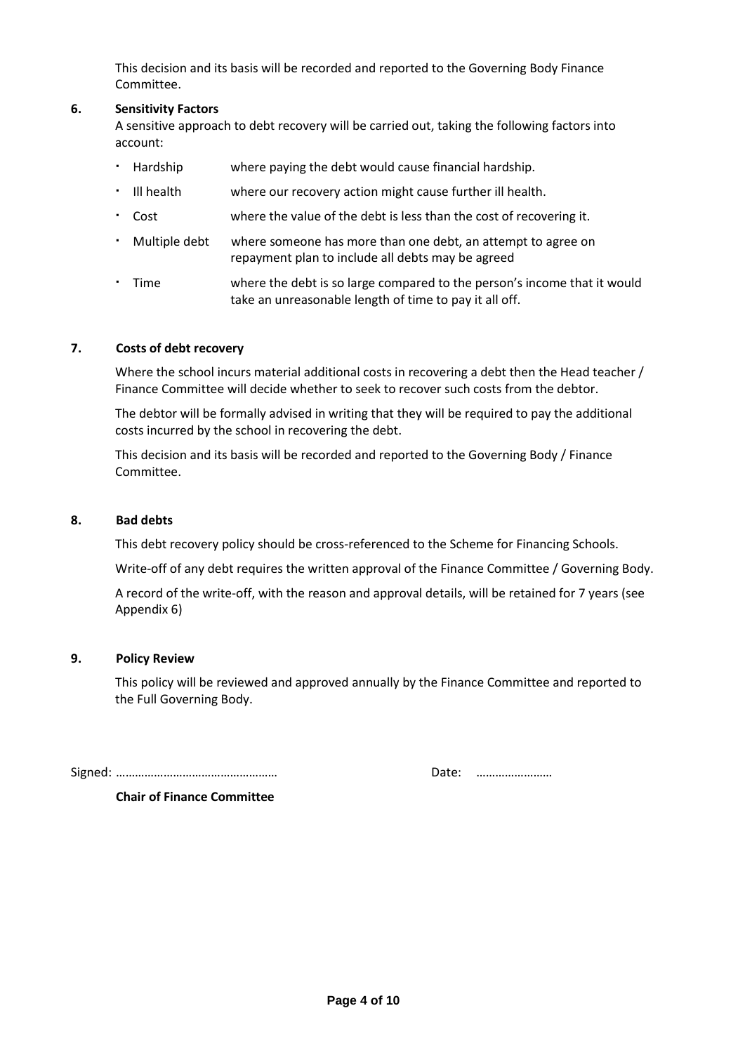This decision and its basis will be recorded and reported to the Governing Body Finance Committee.

## 6. Sensitivity Factors

A sensitive approach to debt recovery will be carried out, taking the following factors into account:

- Hardship — where paying the debt would cause financial hardship.
- Ill health — where our recovery action might cause further ill health.
- Cost — where the value of the debt is less than the cost of recovering it.
- Multiple debt — where someone has more than one debt, an attempt to agree on repayment plan to include all debts may be agreed
- Time — where the debt is so large compared to the person's income that it would take an unreasonable length of time to pay it all off.

## 7. Costs of debt recovery

Where the school incurs material additional costs in recovering a debt then the Head teacher / Finance Committee will decide whether to seek to recover such costs from the debtor.

The debtor will be formally advised in writing that they will be required to pay the additional costs incurred by the school in recovering the debt.

This decision and its basis will be recorded and reported to the Governing Body / Finance Committee.

## 8. Bad debts

This debt recovery policy should be cross-referenced to the Scheme for Financing Schools.

Write-off of any debt requires the written approval of the Finance Committee / Governing Body.

A record of the write-off, with the reason and approval details, will be retained for 7 years (see Appendix 6)

## 9. Policy Review

This policy will be reviewed and approved annually by the Finance Committee and reported to the Full Governing Body.

Signed: …………………………………………… Date: ……………………

**Chair of Finance Committee**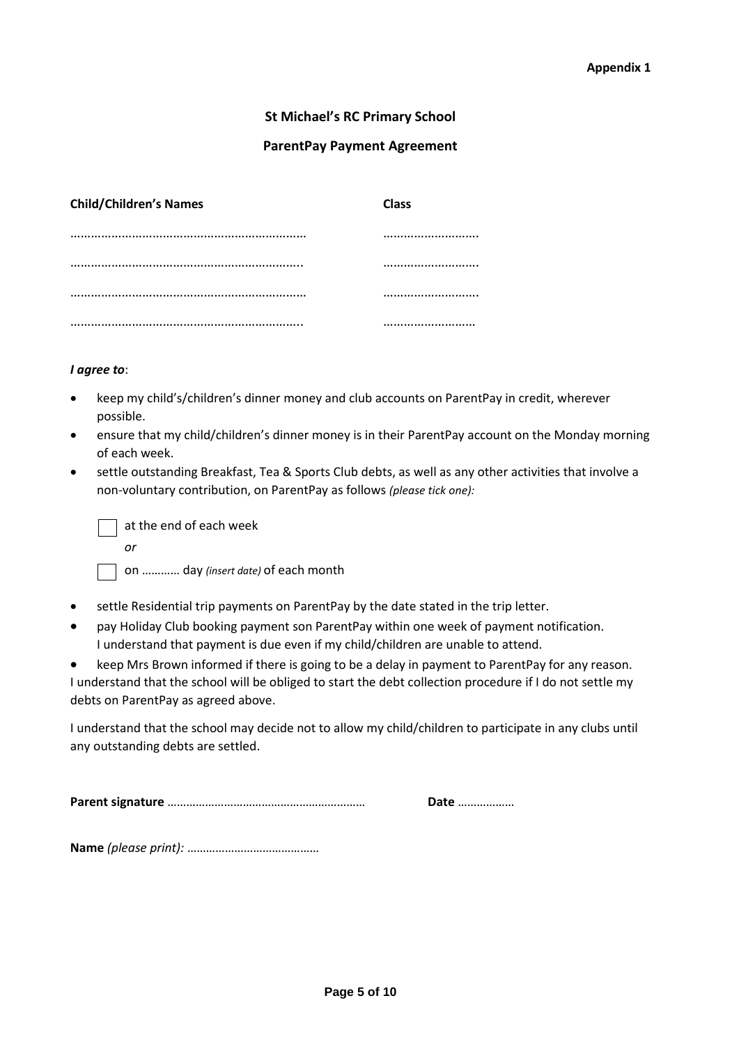**Appendix 1**

**St Michael's RC Primary School**

**ParentPay Payment Agreement**

| **Child/Children's Names** | **Class** |
|---|---|
| ………………………………………………………… | ……………………… |
| ……………………………………………………….. | ……………………… |
| ………………………………………………………… | ……………………… |
| ……………………………………………………….. | …………………….. |

***I agree to***:

- keep my child's/children's dinner money and club accounts on ParentPay in credit, wherever possible.
- ensure that my child/children's dinner money is in their ParentPay account on the Monday morning of each week.
- settle outstanding Breakfast, Tea & Sports Club debts, as well as any other activities that involve a non-voluntary contribution, on ParentPay as follows *(please tick one):*

  ☐ at the end of each week

  *or*

  ☐ on ………… day *(insert date)* of each month

- settle Residential trip payments on ParentPay by the date stated in the trip letter.
- pay Holiday Club booking payment son ParentPay within one week of payment notification.
  I understand that payment is due even if my child/children are unable to attend.
- keep Mrs Brown informed if there is going to be a delay in payment to ParentPay for any reason.

I understand that the school will be obliged to start the debt collection procedure if I do not settle my debts on ParentPay as agreed above.

I understand that the school may decide not to allow my child/children to participate in any clubs until any outstanding debts are settled.

**Parent signature** ……………………………………………………… **Date** ………………

**Name** *(please print):* ……………………………………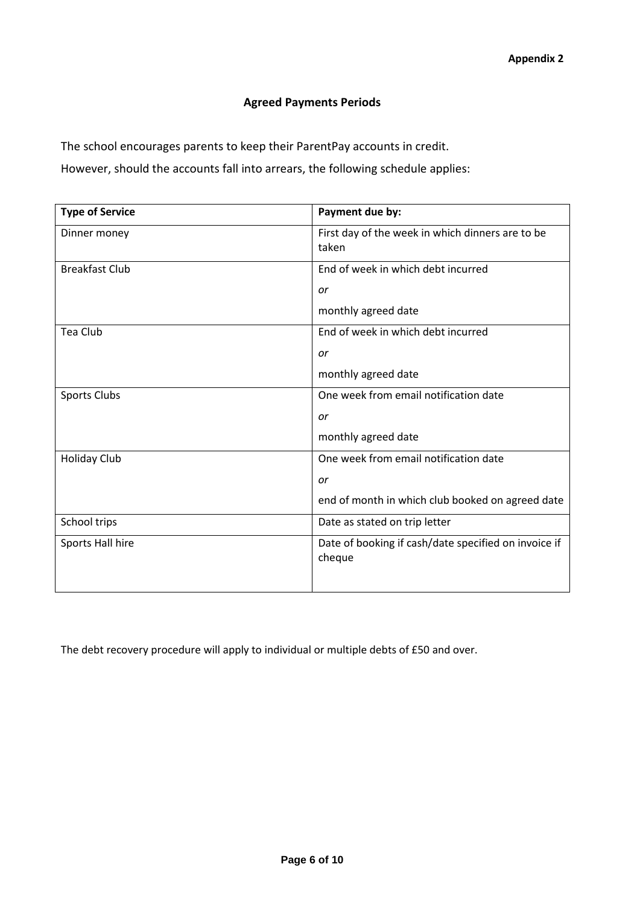**Appendix 2**

## Agreed Payments Periods

The school encourages parents to keep their ParentPay accounts in credit.

However, should the accounts fall into arrears, the following schedule applies:

| **Type of Service** | **Payment due by:** |
|---|---|
| Dinner money | First day of the week in which dinners are to be taken |
| Breakfast Club | End of week in which debt incurred<br>*or*<br>monthly agreed date |
| Tea Club | End of week in which debt incurred<br>*or*<br>monthly agreed date |
| Sports Clubs | One week from email notification date<br>*or*<br>monthly agreed date |
| Holiday Club | One week from email notification date<br>*or*<br>end of month in which club booked on agreed date |
| School trips | Date as stated on trip letter |
| Sports Hall hire | Date of booking if cash/date specified on invoice if cheque |

The debt recovery procedure will apply to individual or multiple debts of £50 and over.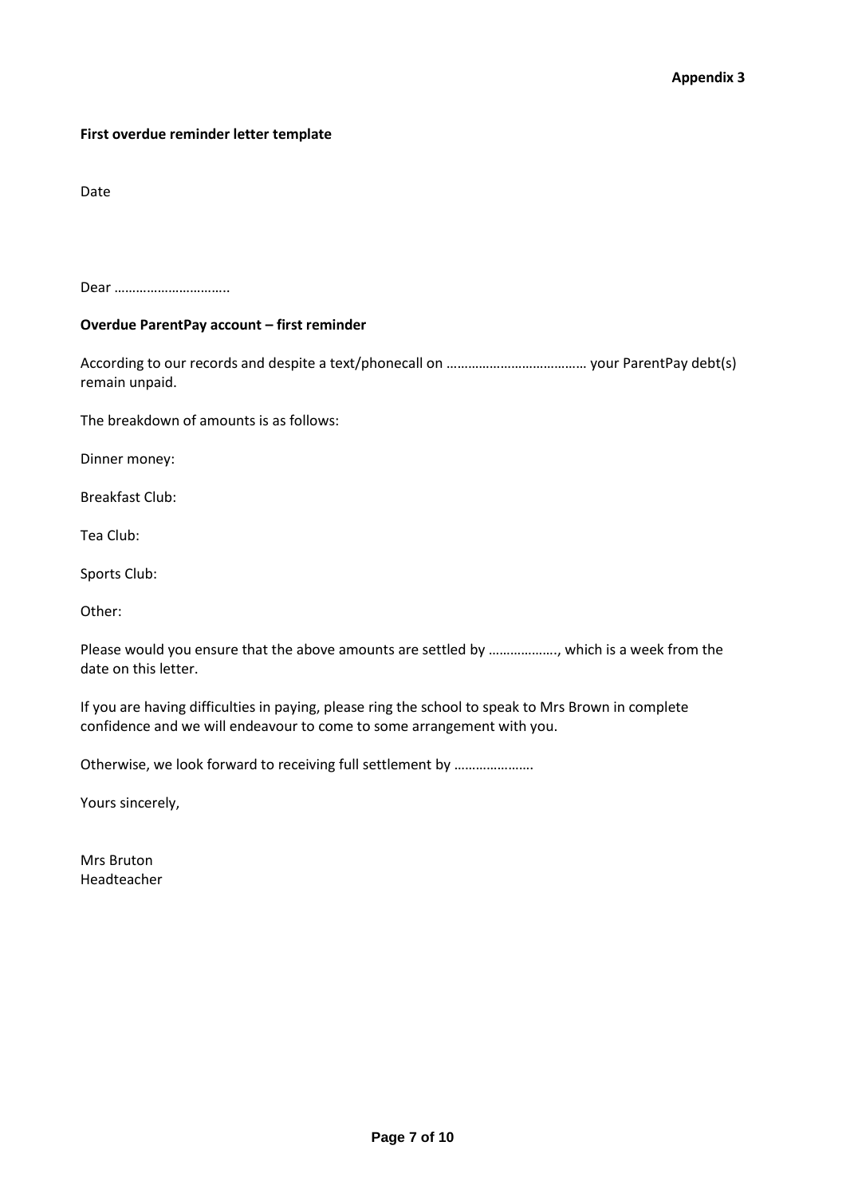**Appendix 3**

**First overdue reminder letter template**

Date

Dear …………………………..

**Overdue ParentPay account – first reminder**

According to our records and despite a text/phonecall on ………………………………… your ParentPay debt(s) remain unpaid.

The breakdown of amounts is as follows:

Dinner money:

Breakfast Club:

Tea Club:

Sports Club:

Other:

Please would you ensure that the above amounts are settled by ………………., which is a week from the date on this letter.

If you are having difficulties in paying, please ring the school to speak to Mrs Brown in complete confidence and we will endeavour to come to some arrangement with you.

Otherwise, we look forward to receiving full settlement by ………………….

Yours sincerely,

Mrs Bruton
Headteacher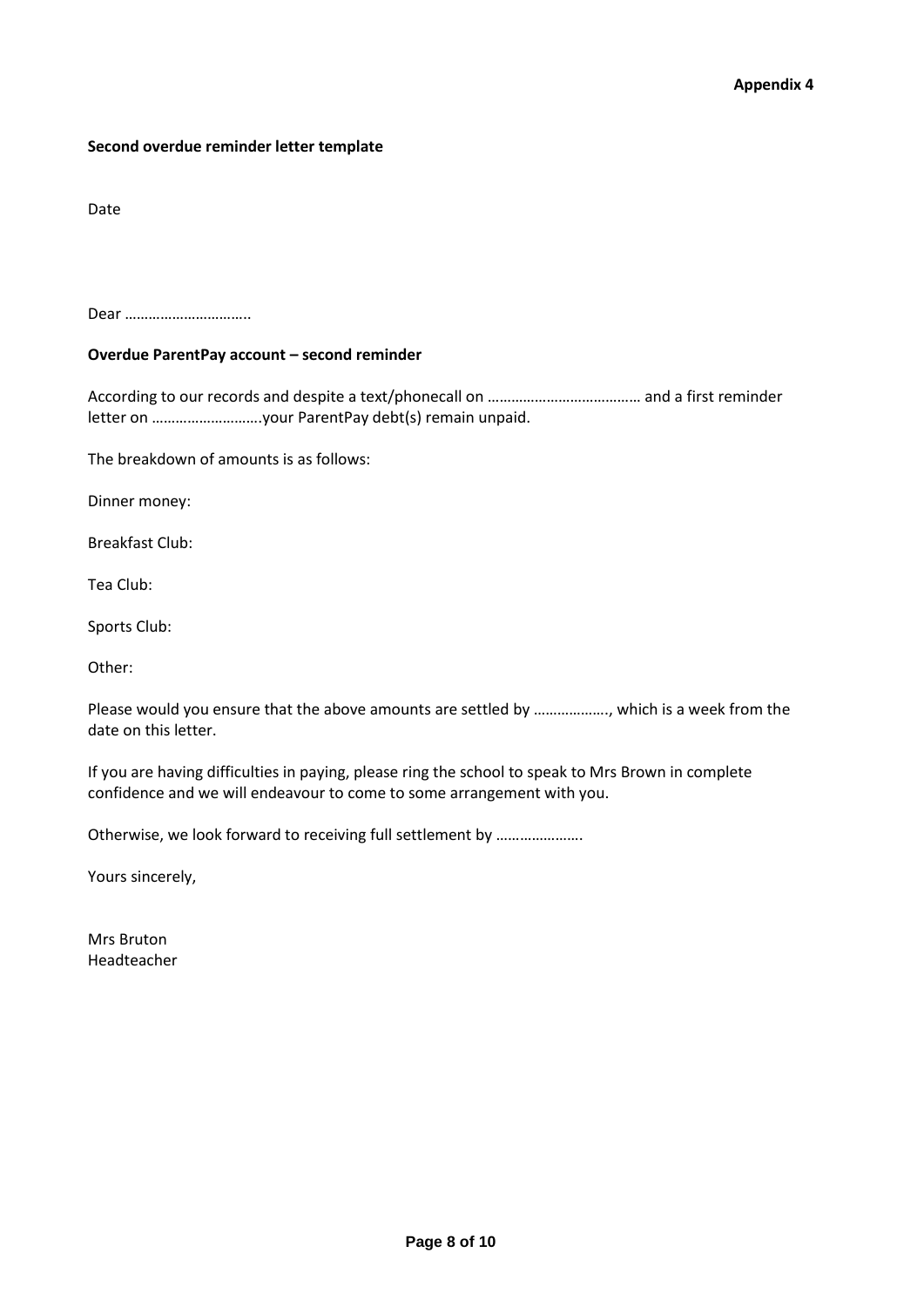**Appendix 4**

**Second overdue reminder letter template**

Date

Dear …………………………..

**Overdue ParentPay account – second reminder**

According to our records and despite a text/phonecall on ………………………………… and a first reminder letter on ……………………….your ParentPay debt(s) remain unpaid.

The breakdown of amounts is as follows:

Dinner money:

Breakfast Club:

Tea Club:

Sports Club:

Other:

Please would you ensure that the above amounts are settled by ………………., which is a week from the date on this letter.

If you are having difficulties in paying, please ring the school to speak to Mrs Brown in complete confidence and we will endeavour to come to some arrangement with you.

Otherwise, we look forward to receiving full settlement by ………………….

Yours sincerely,

Mrs Bruton
Headteacher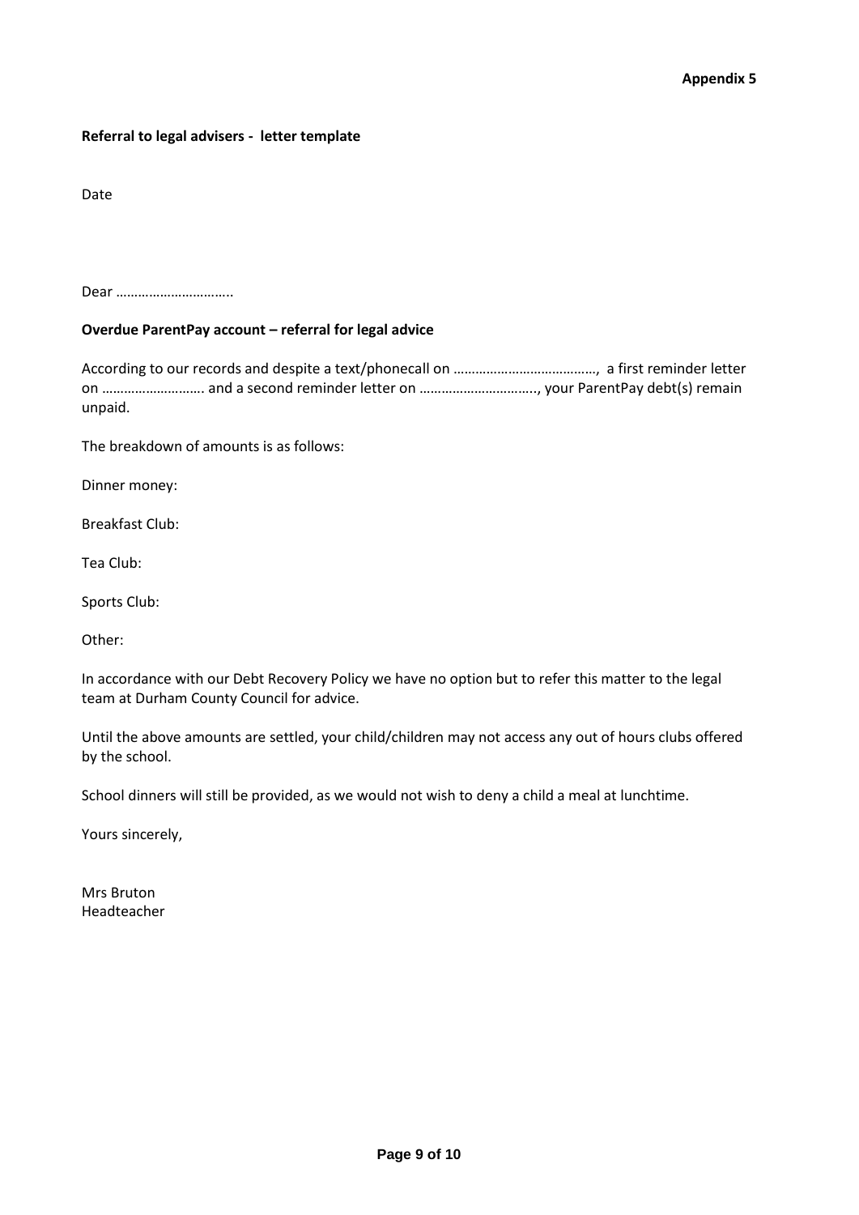**Appendix 5**

**Referral to legal advisers - letter template**

Date

Dear …………………………..

**Overdue ParentPay account – referral for legal advice**

According to our records and despite a text/phonecall on …………………………………, a first reminder letter on ……………………….. and a second reminder letter on ………………………….., your ParentPay debt(s) remain unpaid.

The breakdown of amounts is as follows:

Dinner money:

Breakfast Club:

Tea Club:

Sports Club:

Other:

In accordance with our Debt Recovery Policy we have no option but to refer this matter to the legal team at Durham County Council for advice.

Until the above amounts are settled, your child/children may not access any out of hours clubs offered by the school.

School dinners will still be provided, as we would not wish to deny a child a meal at lunchtime.

Yours sincerely,

Mrs Bruton
Headteacher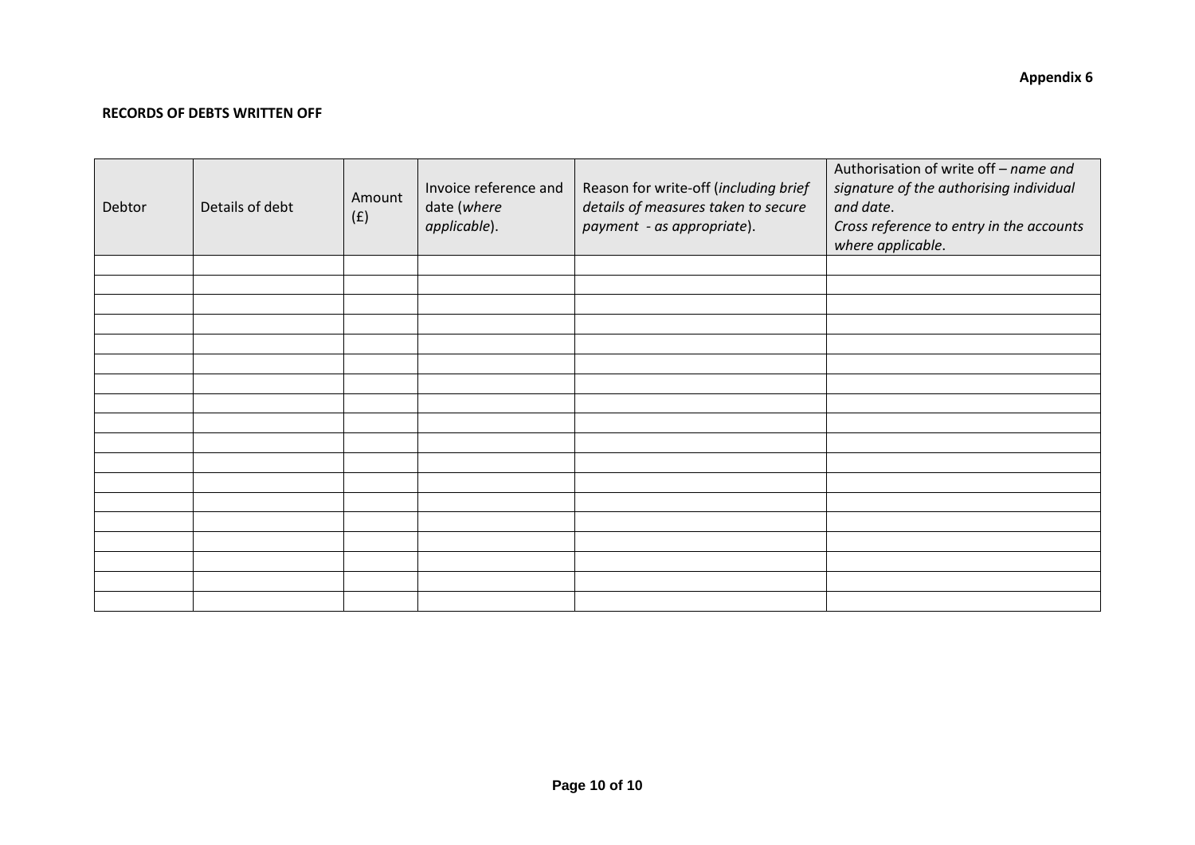**Appendix 6**

**RECORDS OF DEBTS WRITTEN OFF**

| Debtor | Details of debt | Amount (£) | Invoice reference and date (*where applicable*). | Reason for write-off (*including brief details of measures taken to secure payment - as appropriate*). | Authorisation of write off – *name and signature of the authorising individual and date.* *Cross reference to entry in the accounts where applicable.* |
|---|---|---|---|---|---|
| | | | | | |
| | | | | | |
| | | | | | |
| | | | | | |
| | | | | | |
| | | | | | |
| | | | | | |
| | | | | | |
| | | | | | |
| | | | | | |
| | | | | | |
| | | | | | |
| | | | | | |
| | | | | | |
| | | | | | |
| | | | | | |
| | | | | | |
| | | | | | |